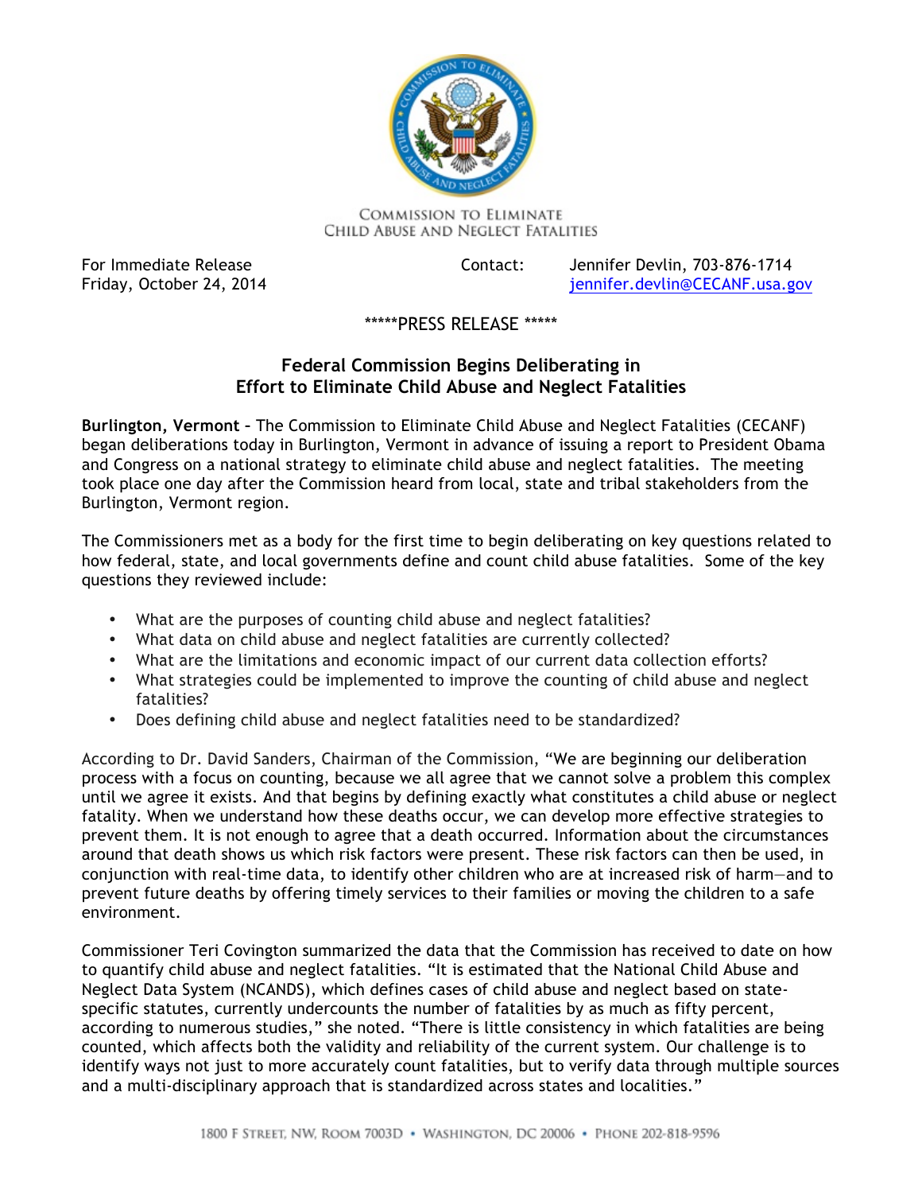COMMISSION TO ELIMINATE
CHILD ABUSE AND NEGLECT FATALITIES

For Immediate Release
Friday, October 24, 2014

Contact: Jennifer Devlin, 703-876-1714
jennifer.devlin@CECANF.usa.gov

*****PRESS RELEASE *****

## Federal Commission Begins Deliberating in Effort to Eliminate Child Abuse and Neglect Fatalities

**Burlington, Vermont** – The Commission to Eliminate Child Abuse and Neglect Fatalities (CECANF) began deliberations today in Burlington, Vermont in advance of issuing a report to President Obama and Congress on a national strategy to eliminate child abuse and neglect fatalities. The meeting took place one day after the Commission heard from local, state and tribal stakeholders from the Burlington, Vermont region.

The Commissioners met as a body for the first time to begin deliberating on key questions related to how federal, state, and local governments define and count child abuse fatalities. Some of the key questions they reviewed include:

- What are the purposes of counting child abuse and neglect fatalities?
- What data on child abuse and neglect fatalities are currently collected?
- What are the limitations and economic impact of our current data collection efforts?
- What strategies could be implemented to improve the counting of child abuse and neglect fatalities?
- Does defining child abuse and neglect fatalities need to be standardized?

According to Dr. David Sanders, Chairman of the Commission, "We are beginning our deliberation process with a focus on counting, because we all agree that we cannot solve a problem this complex until we agree it exists. And that begins by defining exactly what constitutes a child abuse or neglect fatality. When we understand how these deaths occur, we can develop more effective strategies to prevent them. It is not enough to agree that a death occurred. Information about the circumstances around that death shows us which risk factors were present. These risk factors can then be used, in conjunction with real-time data, to identify other children who are at increased risk of harm—and to prevent future deaths by offering timely services to their families or moving the children to a safe environment.

Commissioner Teri Covington summarized the data that the Commission has received to date on how to quantify child abuse and neglect fatalities. "It is estimated that the National Child Abuse and Neglect Data System (NCANDS), which defines cases of child abuse and neglect based on state-specific statutes, currently undercounts the number of fatalities by as much as fifty percent, according to numerous studies," she noted. "There is little consistency in which fatalities are being counted, which affects both the validity and reliability of the current system. Our challenge is to identify ways not just to more accurately count fatalities, but to verify data through multiple sources and a multi-disciplinary approach that is standardized across states and localities."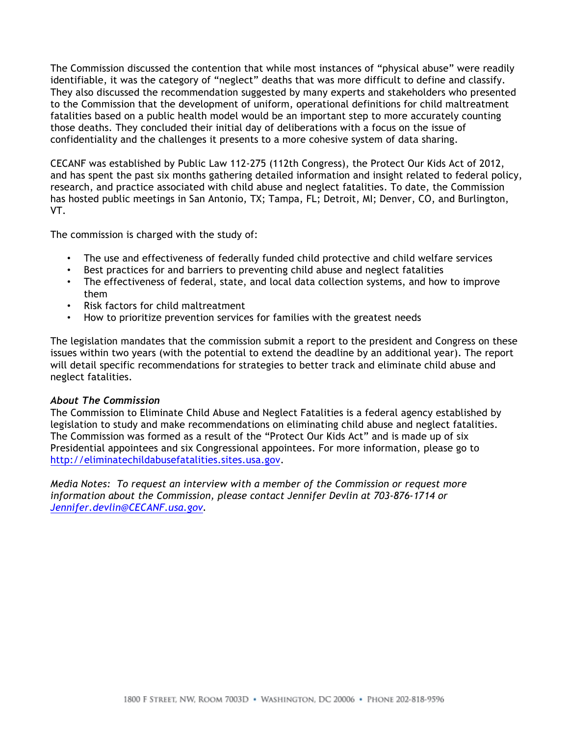The Commission discussed the contention that while most instances of "physical abuse" were readily identifiable, it was the category of "neglect" deaths that was more difficult to define and classify. They also discussed the recommendation suggested by many experts and stakeholders who presented to the Commission that the development of uniform, operational definitions for child maltreatment fatalities based on a public health model would be an important step to more accurately counting those deaths. They concluded their initial day of deliberations with a focus on the issue of confidentiality and the challenges it presents to a more cohesive system of data sharing.

CECANF was established by Public Law 112-275 (112th Congress), the Protect Our Kids Act of 2012, and has spent the past six months gathering detailed information and insight related to federal policy, research, and practice associated with child abuse and neglect fatalities. To date, the Commission has hosted public meetings in San Antonio, TX; Tampa, FL; Detroit, MI; Denver, CO, and Burlington, VT.

The commission is charged with the study of:

- The use and effectiveness of federally funded child protective and child welfare services
- Best practices for and barriers to preventing child abuse and neglect fatalities
- The effectiveness of federal, state, and local data collection systems, and how to improve them
- Risk factors for child maltreatment
- How to prioritize prevention services for families with the greatest needs

The legislation mandates that the commission submit a report to the president and Congress on these issues within two years (with the potential to extend the deadline by an additional year). The report will detail specific recommendations for strategies to better track and eliminate child abuse and neglect fatalities.

***About The Commission***
The Commission to Eliminate Child Abuse and Neglect Fatalities is a federal agency established by legislation to study and make recommendations on eliminating child abuse and neglect fatalities. The Commission was formed as a result of the "Protect Our Kids Act" and is made up of six Presidential appointees and six Congressional appointees. For more information, please go to http://eliminatechildabusefatalities.sites.usa.gov.

*Media Notes: To request an interview with a member of the Commission or request more information about the Commission, please contact Jennifer Devlin at 703-876-1714 or Jennifer.devlin@CECANF.usa.gov.*

1800 F Street, NW, Room 7003D • Washington, DC 20006 • Phone 202-818-9596